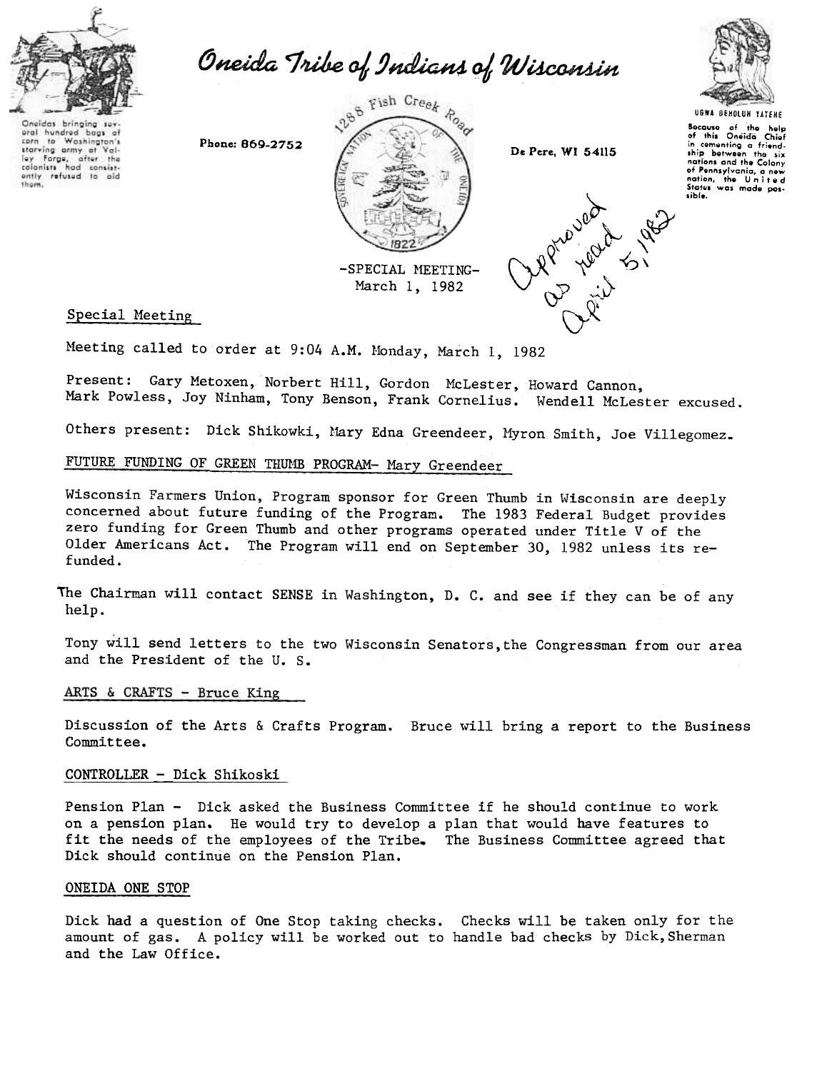# Oneida Tribe of Indians of Wisconsin

Oneidas bringing several hundred bags of corn to Washington's starving army at Valley Forge, after the colonists had consistently refused to aid them.

Phone: 869-2752

1288 Fish Creek Road

De Pere, WI 54115

UGWA DEHOLUH YATEHE

Because of the help of this Oneida Chief in comenting a friendship between the six nations and the Colony of Pennsylvania, a new nation, the United States was made possible.

-SPECIAL MEETING-
March 1, 1982

Approved as read April 5, 1982

## Special Meeting

Meeting called to order at 9:04 A.M. Monday, March 1, 1982

Present: Gary Metoxen, Norbert Hill, Gordon McLester, Howard Cannon, Mark Powless, Joy Ninham, Tony Benson, Frank Cornelius. Wendell McLester excused.

Others present: Dick Shikowki, Mary Edna Greendeer, Myron Smith, Joe Villegomez.

## FUTURE FUNDING OF GREEN THUMB PROGRAM- Mary Greendeer

Wisconsin Farmers Union, Program sponsor for Green Thumb in Wisconsin are deeply concerned about future funding of the Program. The 1983 Federal Budget provides zero funding for Green Thumb and other programs operated under Title V of the Older Americans Act. The Program will end on September 30, 1982 unless its re-funded.

The Chairman will contact SENSE in Washington, D. C. and see if they can be of any help.

Tony will send letters to the two Wisconsin Senators, the Congressman from our area and the President of the U. S.

## ARTS & CRAFTS - Bruce King

Discussion of the Arts & Crafts Program. Bruce will bring a report to the Business Committee.

## CONTROLLER - Dick Shikoski

Pension Plan - Dick asked the Business Committee if he should continue to work on a pension plan. He would try to develop a plan that would have features to fit the needs of the employees of the Tribe. The Business Committee agreed that Dick should continue on the Pension Plan.

## ONEIDA ONE STOP

Dick had a question of One Stop taking checks. Checks will be taken only for the amount of gas. A policy will be worked out to handle bad checks by Dick, Sherman and the Law Office.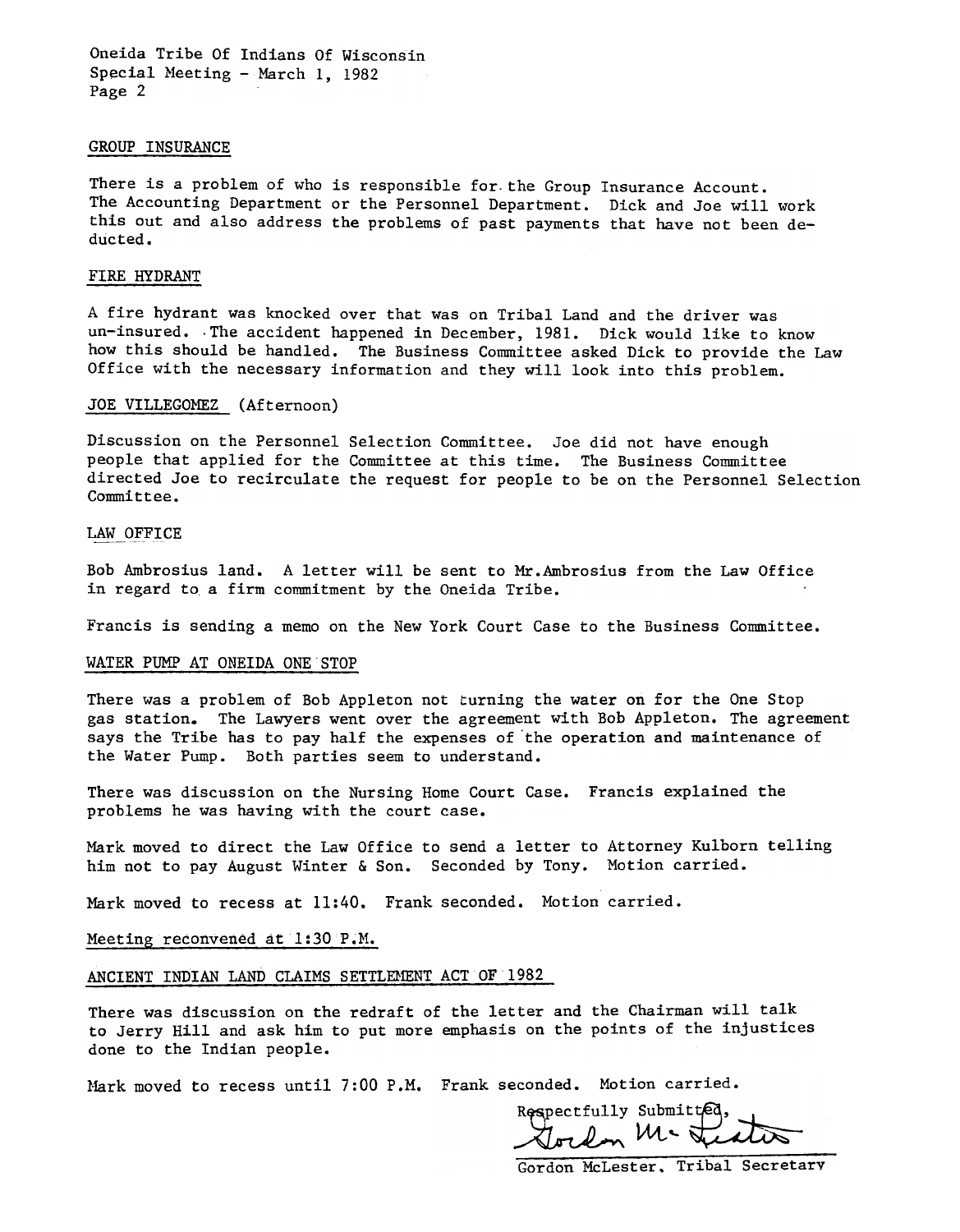## GROUP INSURANCE

There is a problem of who is responsible for the Group Insurance Account. The Accounting Department or the Personnel Department. Dick and Joe will work this out and also address the problems of past payments that have not been deducted.

## FIRE HYDRANT

A fire hydrant was knocked over that was on Tribal Land and the driver was un-insured. The accident happened in December, 1981. Dick would like to know how this should be handled. The Business Committee asked Dick to provide the Law Office with the necessary information and they will look into this problem.

## JOE VILLEGOMEZ (Afternoon)

Discussion on the Personnel Selection Committee. Joe did not have enough people that applied for the Committee at this time. The Business Committee directed Joe to recirculate the request for people to be on the Personnel Selection Committee.

## LAW OFFICE

Bob Ambrosius land. A letter will be sent to Mr. Ambrosius from the Law Office in regard to a firm commitment by the Oneida Tribe.

Francis is sending a memo on the New York Court Case to the Business Committee.

## WATER PUMP AT ONEIDA ONE STOP

There was a problem of Bob Appleton not turning the water on for the One Stop gas station. The Lawyers went over the agreement with Bob Appleton. The agreement says the Tribe has to pay half the expenses of the operation and maintenance of the Water Pump. Both parties seem to understand.

There was discussion on the Nursing Home Court Case. Francis explained the problems he was having with the court case.

Mark moved to direct the Law Office to send a letter to Attorney Kulborn telling him not to pay August Winter & Son. Seconded by Tony. Motion carried.

Mark moved to recess at 11:40. Frank seconded. Motion carried.

Meeting reconvened at 1:30 P.M.

## ANCIENT INDIAN LAND CLAIMS SETTLEMENT ACT OF 1982

There was discussion on the redraft of the letter and the Chairman will talk to Jerry Hill and ask him to put more emphasis on the points of the injustices done to the Indian people.

Mark moved to recess until 7:00 P.M. Frank seconded. Motion carried.

Respectfully Submitted,

Gordon McLester, Tribal Secretary